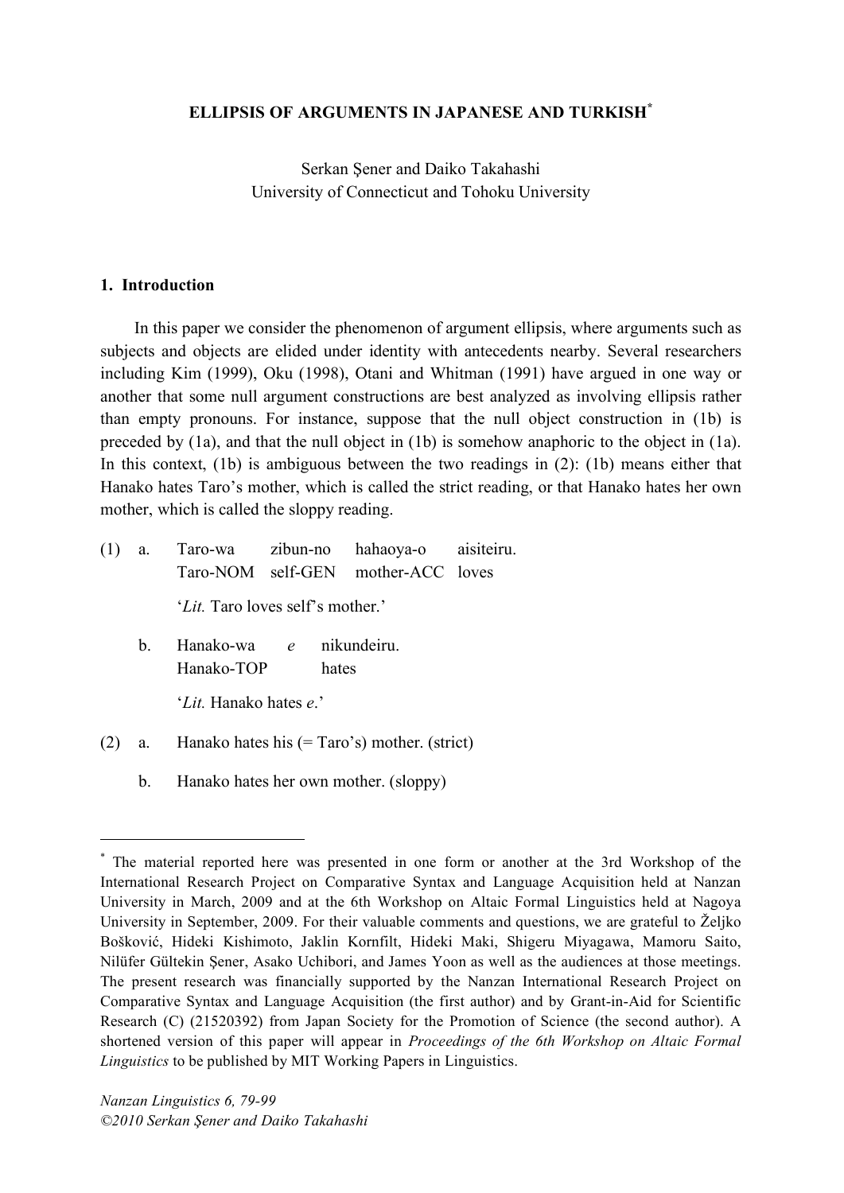# ELLIPSIS OF ARGUMENTS IN JAPANESE AND TURKISH[*]

Serkan Şener and Daiko Takahashi
University of Connecticut and Tohoku University

## 1. Introduction

In this paper we consider the phenomenon of argument ellipsis, where arguments such as subjects and objects are elided under identity with antecedents nearby. Several researchers including Kim (1999), Oku (1998), Otani and Whitman (1991) have argued in one way or another that some null argument constructions are best analyzed as involving ellipsis rather than empty pronouns. For instance, suppose that the null object construction in (1b) is preceded by (1a), and that the null object in (1b) is somehow anaphoric to the object in (1a). In this context, (1b) is ambiguous between the two readings in (2): (1b) means either that Hanako hates Taro's mother, which is called the strict reading, or that Hanako hates her own mother, which is called the sloppy reading.

(1) a. Taro-wa zibun-no hahaoya-o aisiteiru.
   Taro-NOM self-GEN mother-ACC loves

   '*Lit.* Taro loves self's mother.'

   b. Hanako-wa *e* nikundeiru.
   Hanako-TOP hates

   '*Lit.* Hanako hates *e*.'

(2) a. Hanako hates his (= Taro's) mother. (strict)

   b. Hanako hates her own mother. (sloppy)

---

[*] The material reported here was presented in one form or another at the 3rd Workshop of the International Research Project on Comparative Syntax and Language Acquisition held at Nanzan University in March, 2009 and at the 6th Workshop on Altaic Formal Linguistics held at Nagoya University in September, 2009. For their valuable comments and questions, we are grateful to Željko Bošković, Hideki Kishimoto, Jaklin Kornfilt, Hideki Maki, Shigeru Miyagawa, Mamoru Saito, Nilüfer Gültekin Şener, Asako Uchibori, and James Yoon as well as the audiences at those meetings. The present research was financially supported by the Nanzan International Research Project on Comparative Syntax and Language Acquisition (the first author) and by Grant-in-Aid for Scientific Research (C) (21520392) from Japan Society for the Promotion of Science (the second author). A shortened version of this paper will appear in *Proceedings of the 6th Workshop on Altaic Formal Linguistics* to be published by MIT Working Papers in Linguistics.

*©2010 Serkan Şener and Daiko Takahashi*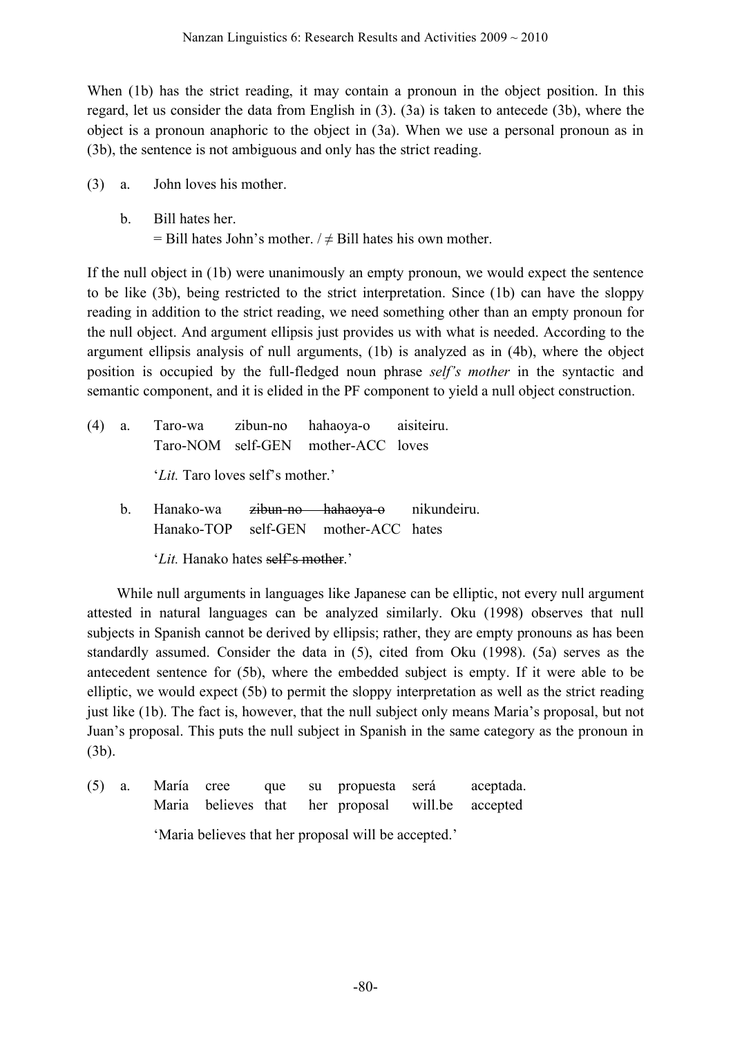When (1b) has the strict reading, it may contain a pronoun in the object position. In this regard, let us consider the data from English in (3). (3a) is taken to antecede (3b), where the object is a pronoun anaphoric to the object in (3a). When we use a personal pronoun as in (3b), the sentence is not ambiguous and only has the strict reading.

(3) a. John loves his mother.

b. Bill hates her.
= Bill hates John's mother. / ≠ Bill hates his own mother.

If the null object in (1b) were unanimously an empty pronoun, we would expect the sentence to be like (3b), being restricted to the strict interpretation. Since (1b) can have the sloppy reading in addition to the strict reading, we need something other than an empty pronoun for the null object. And argument ellipsis just provides us with what is needed. According to the argument ellipsis analysis of null arguments, (1b) is analyzed as in (4b), where the object position is occupied by the full-fledged noun phrase *self's mother* in the syntactic and semantic component, and it is elided in the PF component to yield a null object construction.

(4) a. Taro-wa zibun-no hahaoya-o aisiteiru.
Taro-NOM self-GEN mother-ACC loves

'*Lit.* Taro loves self's mother.'

b. Hanako-wa ~~zibun-no hahaoya-o~~ nikundeiru.
Hanako-TOP self-GEN mother-ACC hates

'*Lit.* Hanako hates ~~self's mother~~.'

While null arguments in languages like Japanese can be elliptic, not every null argument attested in natural languages can be analyzed similarly. Oku (1998) observes that null subjects in Spanish cannot be derived by ellipsis; rather, they are empty pronouns as has been standardly assumed. Consider the data in (5), cited from Oku (1998). (5a) serves as the antecedent sentence for (5b), where the embedded subject is empty. If it were able to be elliptic, we would expect (5b) to permit the sloppy interpretation as well as the strict reading just like (1b). The fact is, however, that the null subject only means Maria's proposal, but not Juan's proposal. This puts the null subject in Spanish in the same category as the pronoun in (3b).

(5) a. María cree que su propuesta será aceptada.
Maria believes that her proposal will.be accepted

'Maria believes that her proposal will be accepted.'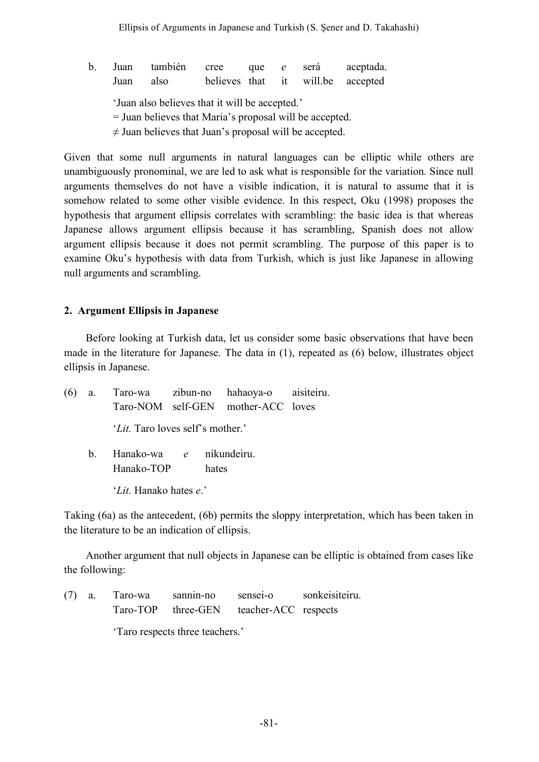b. Juan también cree que *e* será aceptada.
   Juan also believes that it will.be accepted

   'Juan also believes that it will be accepted.'
   = Juan believes that Maria's proposal will be accepted.
   ≠ Juan believes that Juan's proposal will be accepted.

Given that some null arguments in natural languages can be elliptic while others are unambiguously pronominal, we are led to ask what is responsible for the variation. Since null arguments themselves do not have a visible indication, it is natural to assume that it is somehow related to some other visible evidence. In this respect, Oku (1998) proposes the hypothesis that argument ellipsis correlates with scrambling: the basic idea is that whereas Japanese allows argument ellipsis because it has scrambling, Spanish does not allow argument ellipsis because it does not permit scrambling. The purpose of this paper is to examine Oku's hypothesis with data from Turkish, which is just like Japanese in allowing null arguments and scrambling.

## 2. Argument Ellipsis in Japanese

Before looking at Turkish data, let us consider some basic observations that have been made in the literature for Japanese. The data in (1), repeated as (6) below, illustrates object ellipsis in Japanese.

(6) a. Taro-wa zibun-no hahaoya-o aisiteiru.
       Taro-NOM self-GEN mother-ACC loves

       '*Lit.* Taro loves self's mother.'

    b. Hanako-wa *e* nikundeiru.
       Hanako-TOP hates

       '*Lit.* Hanako hates *e*.'

Taking (6a) as the antecedent, (6b) permits the sloppy interpretation, which has been taken in the literature to be an indication of ellipsis.

Another argument that null objects in Japanese can be elliptic is obtained from cases like the following:

(7) a. Taro-wa sannin-no sensei-o sonkeisiteiru.
       Taro-TOP three-GEN teacher-ACC respects

       'Taro respects three teachers.'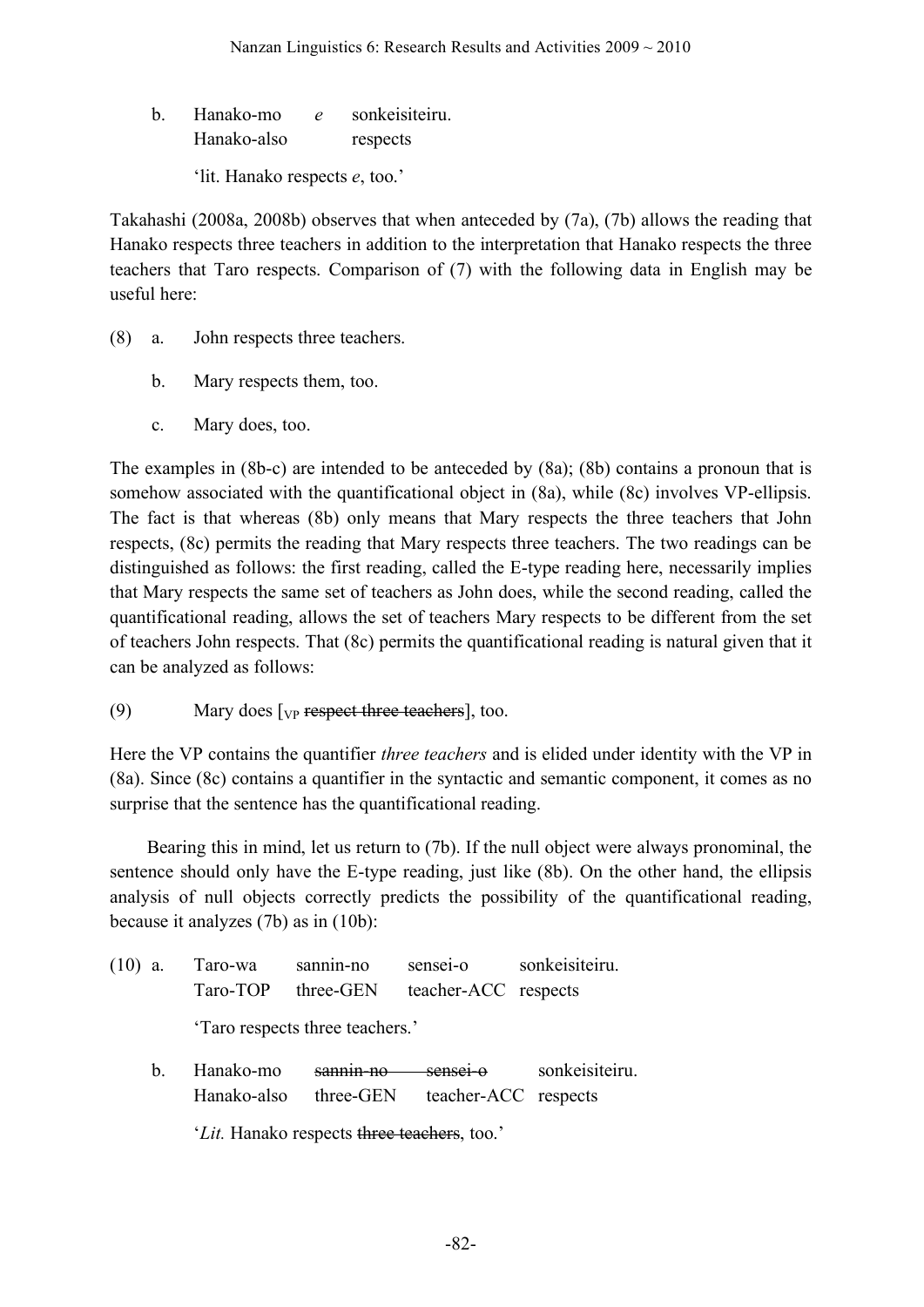b. Hanako-mo *e* sonkeisiteiru.
   Hanako-also respects

   'lit. Hanako respects *e*, too.'

Takahashi (2008a, 2008b) observes that when anteceded by (7a), (7b) allows the reading that Hanako respects three teachers in addition to the interpretation that Hanako respects the three teachers that Taro respects. Comparison of (7) with the following data in English may be useful here:

(8) a. John respects three teachers.

   b. Mary respects them, too.

   c. Mary does, too.

The examples in (8b-c) are intended to be anteceded by (8a); (8b) contains a pronoun that is somehow associated with the quantificational object in (8a), while (8c) involves VP-ellipsis. The fact is that whereas (8b) only means that Mary respects the three teachers that John respects, (8c) permits the reading that Mary respects three teachers. The two readings can be distinguished as follows: the first reading, called the E-type reading here, necessarily implies that Mary respects the same set of teachers as John does, while the second reading, called the quantificational reading, allows the set of teachers Mary respects to be different from the set of teachers John respects. That (8c) permits the quantificational reading is natural given that it can be analyzed as follows:

(9) Mary does [$_{VP}$ ~~respect three teachers~~], too.

Here the VP contains the quantifier *three teachers* and is elided under identity with the VP in (8a). Since (8c) contains a quantifier in the syntactic and semantic component, it comes as no surprise that the sentence has the quantificational reading.

Bearing this in mind, let us return to (7b). If the null object were always pronominal, the sentence should only have the E-type reading, just like (8b). On the other hand, the ellipsis analysis of null objects correctly predicts the possibility of the quantificational reading, because it analyzes (7b) as in (10b):

(10) a. Taro-wa sannin-no sensei-o sonkeisiteiru.
   Taro-TOP three-GEN teacher-ACC respects

   'Taro respects three teachers.'

   b. Hanako-mo ~~sannin-no sensei-o~~ sonkeisiteiru.
   Hanako-also three-GEN teacher-ACC respects

   '*Lit.* Hanako respects ~~three teachers~~, too.'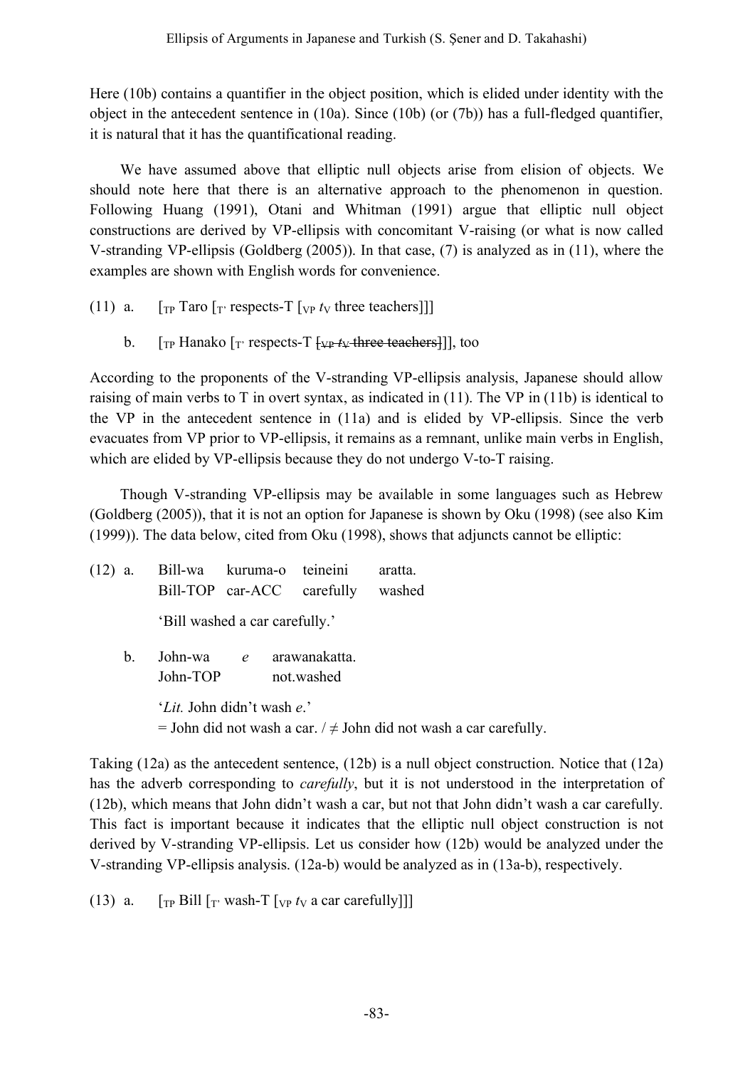Here (10b) contains a quantifier in the object position, which is elided under identity with the object in the antecedent sentence in (10a). Since (10b) (or (7b)) has a full-fledged quantifier, it is natural that it has the quantificational reading.

We have assumed above that elliptic null objects arise from elision of objects. We should note here that there is an alternative approach to the phenomenon in question. Following Huang (1991), Otani and Whitman (1991) argue that elliptic null object constructions are derived by VP-ellipsis with concomitant V-raising (or what is now called V-stranding VP-ellipsis (Goldberg (2005)). In that case, (7) is analyzed as in (11), where the examples are shown with English words for convenience.

(11) a. [$_{TP}$ Taro [$_{T'}$ respects-T [$_{VP}$ $t_V$ three teachers]]]

b. [$_{TP}$ Hanako [$_{T'}$ respects-T ~~[$_{VP}$ $t_V$ three teachers]~~]], too

According to the proponents of the V-stranding VP-ellipsis analysis, Japanese should allow raising of main verbs to T in overt syntax, as indicated in (11). The VP in (11b) is identical to the VP in the antecedent sentence in (11a) and is elided by VP-ellipsis. Since the verb evacuates from VP prior to VP-ellipsis, it remains as a remnant, unlike main verbs in English, which are elided by VP-ellipsis because they do not undergo V-to-T raising.

Though V-stranding VP-ellipsis may be available in some languages such as Hebrew (Goldberg (2005)), that it is not an option for Japanese is shown by Oku (1998) (see also Kim (1999)). The data below, cited from Oku (1998), shows that adjuncts cannot be elliptic:

(12) a. Bill-wa kuruma-o teineini aratta.
Bill-TOP car-ACC carefully washed
'Bill washed a car carefully.'

b. John-wa *e* arawanakatta.
John-TOP not.washed
'*Lit.* John didn't wash *e*.'
= John did not wash a car. / ≠ John did not wash a car carefully.

Taking (12a) as the antecedent sentence, (12b) is a null object construction. Notice that (12a) has the adverb corresponding to *carefully*, but it is not understood in the interpretation of (12b), which means that John didn't wash a car, but not that John didn't wash a car carefully. This fact is important because it indicates that the elliptic null object construction is not derived by V-stranding VP-ellipsis. Let us consider how (12b) would be analyzed under the V-stranding VP-ellipsis analysis. (12a-b) would be analyzed as in (13a-b), respectively.

(13) a. [$_{TP}$ Bill [$_{T'}$ wash-T [$_{VP}$ $t_V$ a car carefully]]]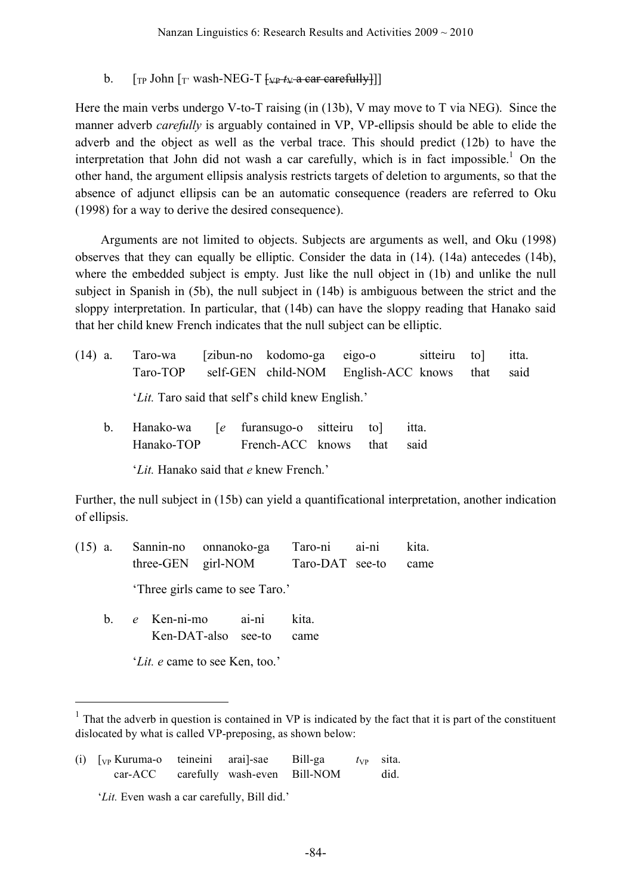b. [$_{TP}$ John [$_{T'}$ wash-NEG-T ~~[$_{VP}$ $t_V$ a car carefully]~~]]

Here the main verbs undergo V-to-T raising (in (13b), V may move to T via NEG). Since the manner adverb *carefully* is arguably contained in VP, VP-ellipsis should be able to elide the adverb and the object as well as the verbal trace. This should predict (12b) to have the interpretation that John did not wash a car carefully, which is in fact impossible.[1] On the other hand, the argument ellipsis analysis restricts targets of deletion to arguments, so that the absence of adjunct ellipsis can be an automatic consequence (readers are referred to Oku (1998) for a way to derive the desired consequence).

Arguments are not limited to objects. Subjects are arguments as well, and Oku (1998) observes that they can equally be elliptic. Consider the data in (14). (14a) antecedes (14b), where the embedded subject is empty. Just like the null object in (1b) and unlike the null subject in Spanish in (5b), the null subject in (14b) is ambiguous between the strict and the sloppy interpretation. In particular, that (14b) can have the sloppy reading that Hanako said that her child knew French indicates that the null subject can be elliptic.

(14) a. Taro-wa [zibun-no kodomo-ga eigo-o sitteiru to] itta.
Taro-TOP self-GEN child-NOM English-ACC knows that said
'*Lit.* Taro said that self's child knew English.'

b. Hanako-wa [*e* furansugo-o sitteiru to] itta.
Hanako-TOP French-ACC knows that said
'*Lit.* Hanako said that *e* knew French.'

Further, the null subject in (15b) can yield a quantificational interpretation, another indication of ellipsis.

(15) a. Sannin-no onnanoko-ga Taro-ni ai-ni kita.
three-GEN girl-NOM Taro-DAT see-to came
'Three girls came to see Taro.'

b. *e* Ken-ni-mo ai-ni kita.
Ken-DAT-also see-to came
'*Lit. e* came to see Ken, too.'

---

[1] That the adverb in question is contained in VP is indicated by the fact that it is part of the constituent dislocated by what is called VP-preposing, as shown below:

(i) [$_{VP}$ Kuruma-o teineini arai]-sae Bill-ga $t_{VP}$ sita.
car-ACC carefully wash-even Bill-NOM did.
'*Lit.* Even wash a car carefully, Bill did.'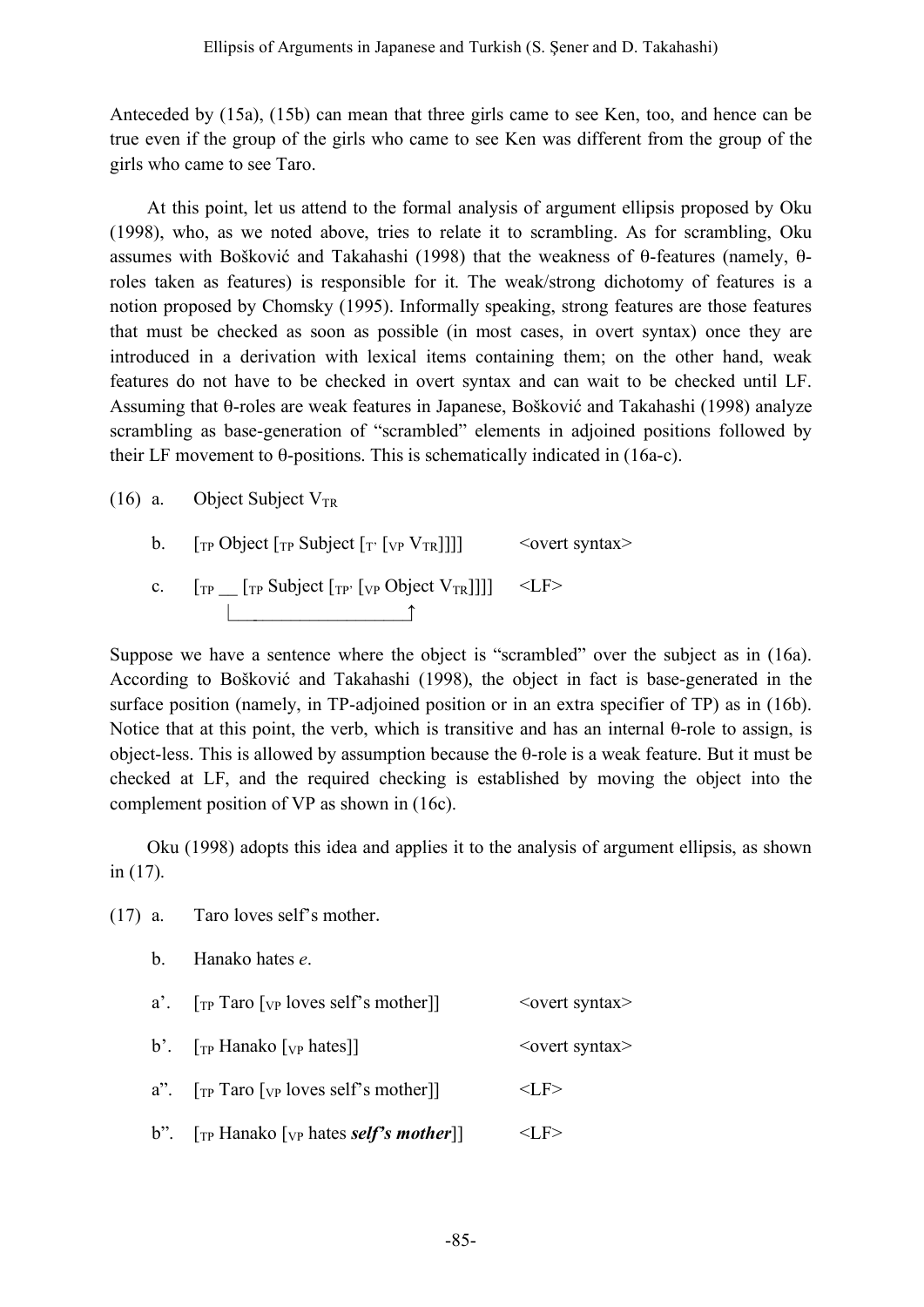Anteceded by (15a), (15b) can mean that three girls came to see Ken, too, and hence can be true even if the group of the girls who came to see Ken was different from the group of the girls who came to see Taro.

At this point, let us attend to the formal analysis of argument ellipsis proposed by Oku (1998), who, as we noted above, tries to relate it to scrambling. As for scrambling, Oku assumes with Bošković and Takahashi (1998) that the weakness of θ-features (namely, θ-roles taken as features) is responsible for it. The weak/strong dichotomy of features is a notion proposed by Chomsky (1995). Informally speaking, strong features are those features that must be checked as soon as possible (in most cases, in overt syntax) once they are introduced in a derivation with lexical items containing them; on the other hand, weak features do not have to be checked in overt syntax and can wait to be checked until LF. Assuming that θ-roles are weak features in Japanese, Bošković and Takahashi (1998) analyze scrambling as base-generation of "scrambled" elements in adjoined positions followed by their LF movement to θ-positions. This is schematically indicated in (16a-c).

(16) a. Object Subject $V_{TR}$

b. [$_{TP}$ Object [$_{TP}$ Subject [$_{T'}$ [$_{VP}$ $V_{TR}$]]]] <overt syntax>

c. [$_{TP}$ __ [$_{TP}$ Subject [$_{TP'}$ [$_{VP}$ Object $V_{TR}$]]]] <LF>

Suppose we have a sentence where the object is "scrambled" over the subject as in (16a). According to Bošković and Takahashi (1998), the object in fact is base-generated in the surface position (namely, in TP-adjoined position or in an extra specifier of TP) as in (16b). Notice that at this point, the verb, which is transitive and has an internal θ-role to assign, is object-less. This is allowed by assumption because the θ-role is a weak feature. But it must be checked at LF, and the required checking is established by moving the object into the complement position of VP as shown in (16c).

Oku (1998) adopts this idea and applies it to the analysis of argument ellipsis, as shown in (17).

(17) a. Taro loves self's mother.

b. Hanako hates *e*.

a'. [$_{TP}$ Taro [$_{VP}$ loves self's mother]] <overt syntax>

b'. [$_{TP}$ Hanako [$_{VP}$ hates]] <overt syntax>

a". [$_{TP}$ Taro [$_{VP}$ loves self's mother]] <LF>

b". [$_{TP}$ Hanako [$_{VP}$ hates ***self's mother***]] <LF>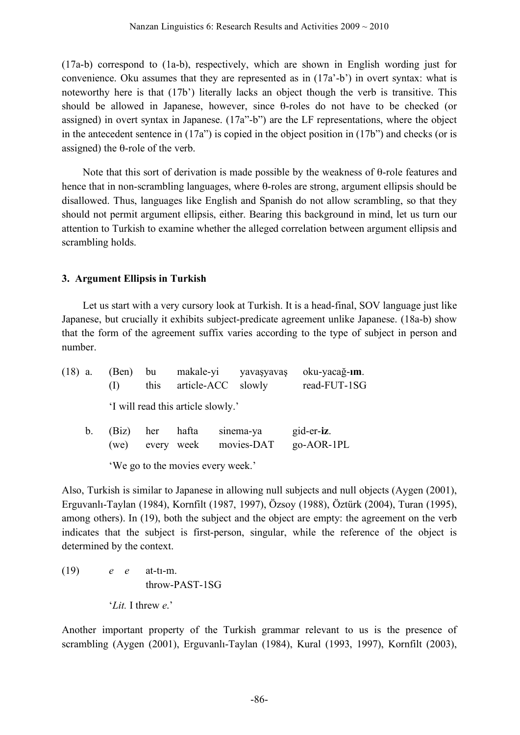(17a-b) correspond to (1a-b), respectively, which are shown in English wording just for convenience. Oku assumes that they are represented as in (17a'-b') in overt syntax: what is noteworthy here is that (17b') literally lacks an object though the verb is transitive. This should be allowed in Japanese, however, since θ-roles do not have to be checked (or assigned) in overt syntax in Japanese. (17a"-b") are the LF representations, where the object in the antecedent sentence in (17a") is copied in the object position in (17b") and checks (or is assigned) the θ-role of the verb.

Note that this sort of derivation is made possible by the weakness of θ-role features and hence that in non-scrambling languages, where θ-roles are strong, argument ellipsis should be disallowed. Thus, languages like English and Spanish do not allow scrambling, so that they should not permit argument ellipsis, either. Bearing this background in mind, let us turn our attention to Turkish to examine whether the alleged correlation between argument ellipsis and scrambling holds.

## 3. Argument Ellipsis in Turkish

Let us start with a very cursory look at Turkish. It is a head-final, SOV language just like Japanese, but crucially it exhibits subject-predicate agreement unlike Japanese. (18a-b) show that the form of the agreement suffix varies according to the type of subject in person and number.

(18) a. (Ben) bu makale-yi yavaşyavaş oku-yacağ-**ım**.
  (I) this article-ACC slowly read-FUT-1SG
  'I will read this article slowly.'

b. (Biz) her hafta sinema-ya gid-er-**iz**.
  (we) every week movies-DAT go-AOR-1PL
  'We go to the movies every week.'

Also, Turkish is similar to Japanese in allowing null subjects and null objects (Aygen (2001), Erguvanlı-Taylan (1984), Kornfilt (1987, 1997), Özsoy (1988), Öztürk (2004), Turan (1995), among others). In (19), both the subject and the object are empty: the agreement on the verb indicates that the subject is first-person, singular, while the reference of the object is determined by the context.

(19) *e* *e* at-tı-m.
  throw-PAST-1SG
  '*Lit.* I threw *e*.'

Another important property of the Turkish grammar relevant to us is the presence of scrambling (Aygen (2001), Erguvanlı-Taylan (1984), Kural (1993, 1997), Kornfilt (2003),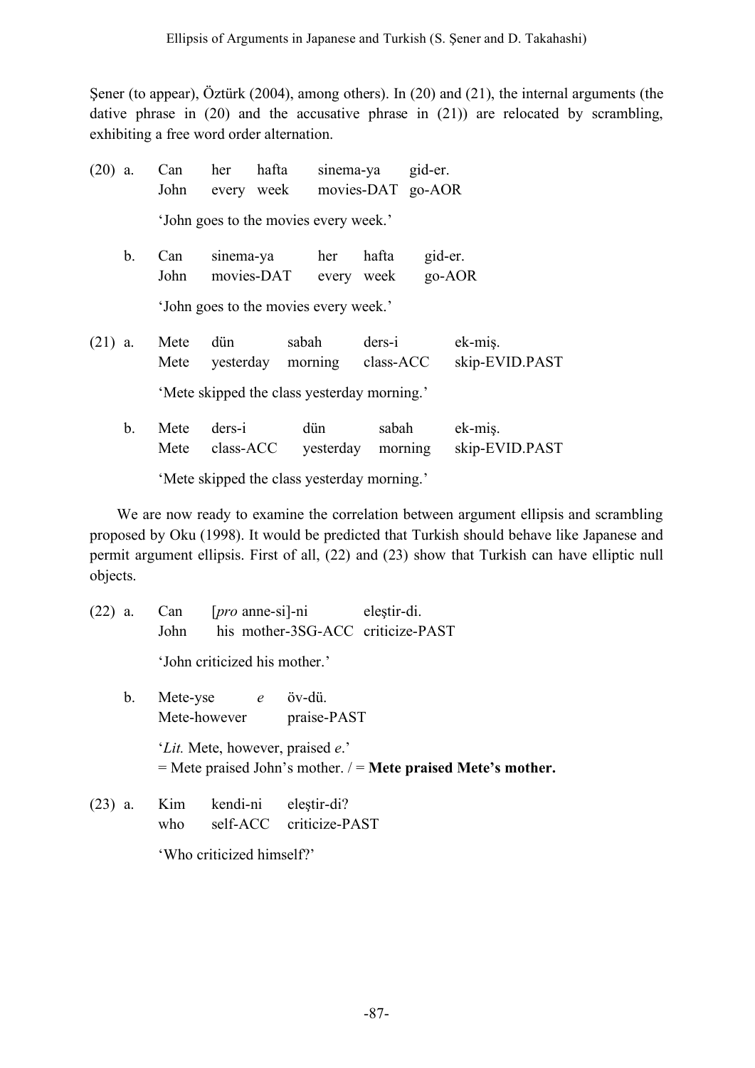Şener (to appear), Öztürk (2004), among others). In (20) and (21), the internal arguments (the dative phrase in (20) and the accusative phrase in (21)) are relocated by scrambling, exhibiting a free word order alternation.

(20) a. Can her hafta sinema-ya gid-er.
John every week movies-DAT go-AOR
'John goes to the movies every week.'

b. Can sinema-ya her hafta gid-er.
John movies-DAT every week go-AOR
'John goes to the movies every week.'

(21) a. Mete dün sabah ders-i ek-miş.
Mete yesterday morning class-ACC skip-EVID.PAST
'Mete skipped the class yesterday morning.'

b. Mete ders-i dün sabah ek-miş.
Mete class-ACC yesterday morning skip-EVID.PAST
'Mete skipped the class yesterday morning.'

We are now ready to examine the correlation between argument ellipsis and scrambling proposed by Oku (1998). It would be predicted that Turkish should behave like Japanese and permit argument ellipsis. First of all, (22) and (23) show that Turkish can have elliptic null objects.

(22) a. Can [*pro* anne-si]-ni eleştir-di.
John his mother-3SG-ACC criticize-PAST
'John criticized his mother.'

b. Mete-yse *e* öv-dü.
Mete-however praise-PAST
'*Lit.* Mete, however, praised *e*.'
= Mete praised John's mother. / = **Mete praised Mete's mother.**

(23) a. Kim kendi-ni eleştir-di?
who self-ACC criticize-PAST
'Who criticized himself?'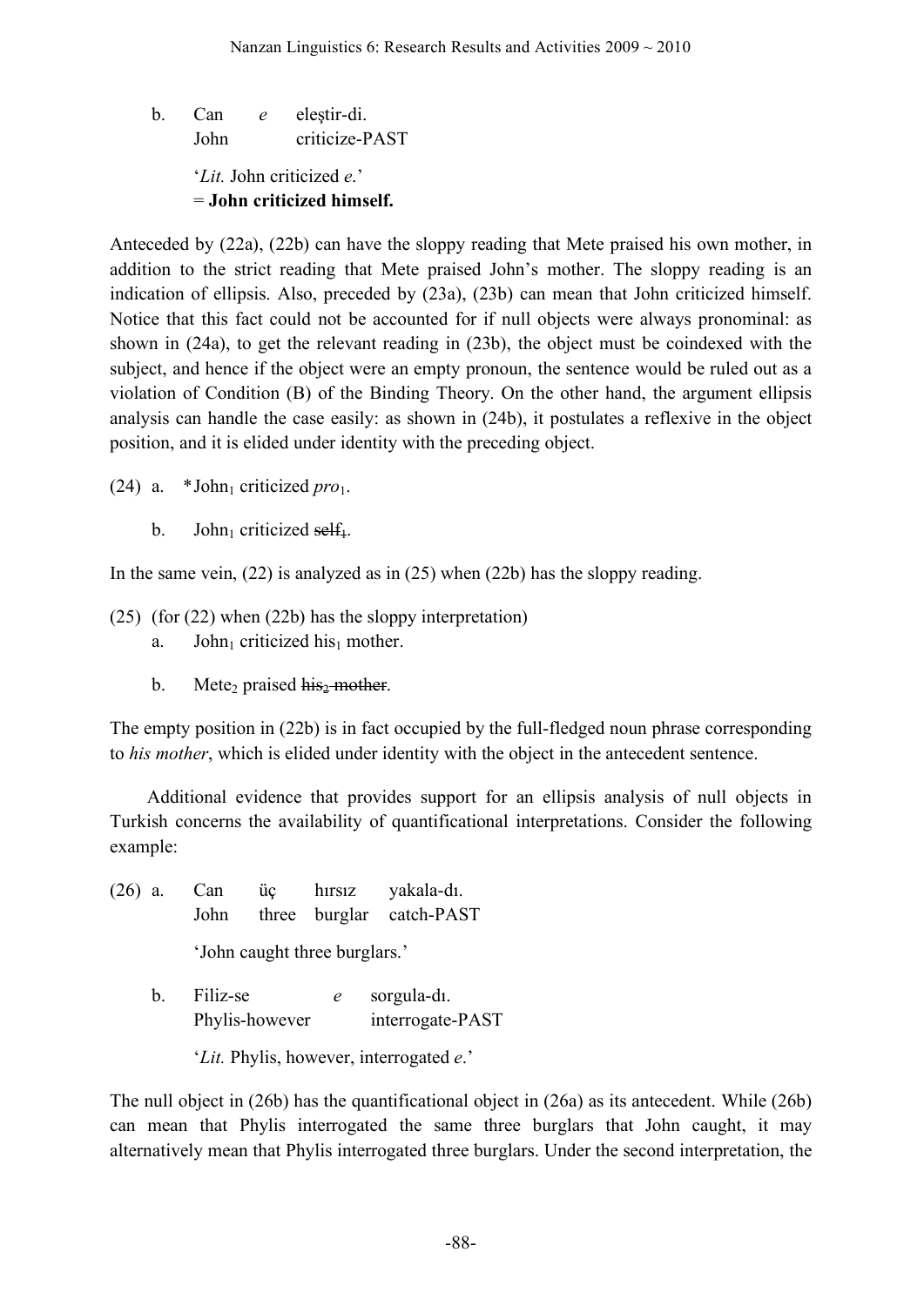b. Can *e* eleştir-di.
   John criticize-PAST

   '*Lit.* John criticized *e*.'
   = **John criticized himself.**

Anteceded by (22a), (22b) can have the sloppy reading that Mete praised his own mother, in addition to the strict reading that Mete praised John's mother. The sloppy reading is an indication of ellipsis. Also, preceded by (23a), (23b) can mean that John criticized himself. Notice that this fact could not be accounted for if null objects were always pronominal: as shown in (24a), to get the relevant reading in (23b), the object must be coindexed with the subject, and hence if the object were an empty pronoun, the sentence would be ruled out as a violation of Condition (B) of the Binding Theory. On the other hand, the argument ellipsis analysis can handle the case easily: as shown in (24b), it postulates a reflexive in the object position, and it is elided under identity with the preceding object.

(24) a. \*John$_1$ criticized *pro*$_1$.

b. John$_1$ criticized ~~self$_1$~~.

In the same vein, (22) is analyzed as in (25) when (22b) has the sloppy reading.

(25) (for (22) when (22b) has the sloppy interpretation)

a. John$_1$ criticized his$_1$ mother.

b. Mete$_2$ praised ~~his$_2$ mother~~.

The empty position in (22b) is in fact occupied by the full-fledged noun phrase corresponding to *his mother*, which is elided under identity with the object in the antecedent sentence.

Additional evidence that provides support for an ellipsis analysis of null objects in Turkish concerns the availability of quantificational interpretations. Consider the following example:

(26) a. Can üç hırsız yakala-dı.
        John three burglar catch-PAST

        'John caught three burglars.'

b. Filiz-se *e* sorgula-dı.
   Phylis-however interrogate-PAST

   '*Lit.* Phylis, however, interrogated *e*.'

The null object in (26b) has the quantificational object in (26a) as its antecedent. While (26b) can mean that Phylis interrogated the same three burglars that John caught, it may alternatively mean that Phylis interrogated three burglars. Under the second interpretation, the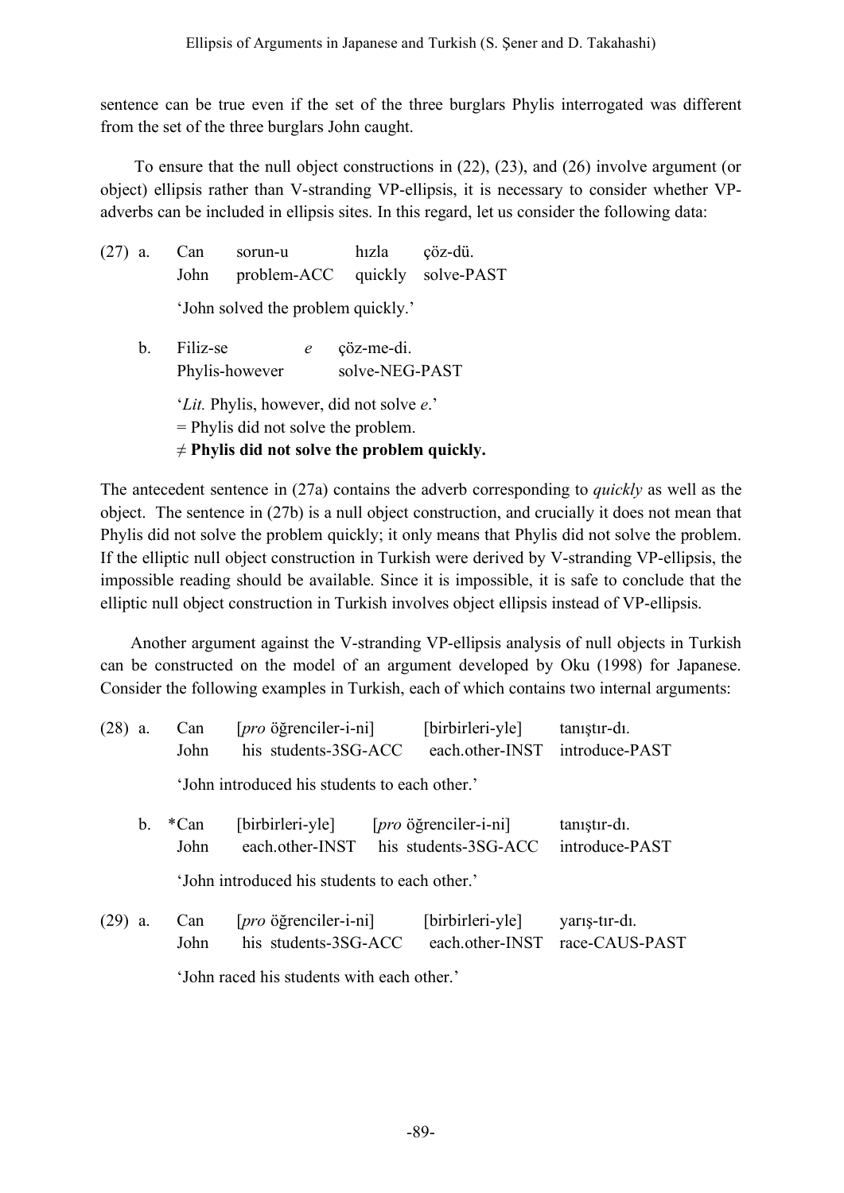sentence can be true even if the set of the three burglars Phylis interrogated was different from the set of the three burglars John caught.

To ensure that the null object constructions in (22), (23), and (26) involve argument (or object) ellipsis rather than V-stranding VP-ellipsis, it is necessary to consider whether VP-adverbs can be included in ellipsis sites. In this regard, let us consider the following data:

(27) a. Can sorun-u hızla çöz-dü.
John problem-ACC quickly solve-PAST
'John solved the problem quickly.'

b. Filiz-se *e* çöz-me-di.
Phylis-however solve-NEG-PAST
'*Lit.* Phylis, however, did not solve *e*.'
= Phylis did not solve the problem.
≠ **Phylis did not solve the problem quickly.**

The antecedent sentence in (27a) contains the adverb corresponding to *quickly* as well as the object. The sentence in (27b) is a null object construction, and crucially it does not mean that Phylis did not solve the problem quickly; it only means that Phylis did not solve the problem. If the elliptic null object construction in Turkish were derived by V-stranding VP-ellipsis, the impossible reading should be available. Since it is impossible, it is safe to conclude that the elliptic null object construction in Turkish involves object ellipsis instead of VP-ellipsis.

Another argument against the V-stranding VP-ellipsis analysis of null objects in Turkish can be constructed on the model of an argument developed by Oku (1998) for Japanese. Consider the following examples in Turkish, each of which contains two internal arguments:

(28) a. Can [*pro* öğrenciler-i-ni] [birbirleri-yle] tanıştır-dı.
John his students-3SG-ACC each.other-INST introduce-PAST
'John introduced his students to each other.'

b. *Can [birbirleri-yle] [*pro* öğrenciler-i-ni] tanıştır-dı.
John each.other-INST his students-3SG-ACC introduce-PAST
'John introduced his students to each other.'

(29) a. Can [*pro* öğrenciler-i-ni] [birbirleri-yle] yarış-tır-dı.
John his students-3SG-ACC each.other-INST race-CAUS-PAST
'John raced his students with each other.'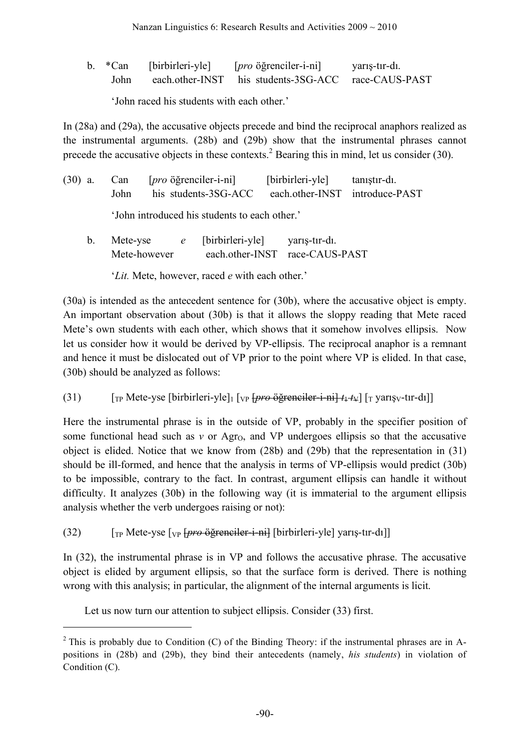b. *Can [birbirleri-yle] [*pro* öğrenciler-i-ni] yarış-tır-dı.
   John each.other-INST his students-3SG-ACC race-CAUS-PAST

   'John raced his students with each other.'

In (28a) and (29a), the accusative objects precede and bind the reciprocal anaphors realized as the instrumental arguments. (28b) and (29b) show that the instrumental phrases cannot precede the accusative objects in these contexts.[2] Bearing this in mind, let us consider (30).

(30) a. Can [*pro* öğrenciler-i-ni] [birbirleri-yle] tanıştır-dı.
   John his students-3SG-ACC each.other-INST introduce-PAST

   'John introduced his students to each other.'

b. Mete-yse *e* [birbirleri-yle] yarış-tır-dı.
   Mete-however each.other-INST race-CAUS-PAST

   '*Lit.* Mete, however, raced *e* with each other.'

(30a) is intended as the antecedent sentence for (30b), where the accusative object is empty. An important observation about (30b) is that it allows the sloppy reading that Mete raced Mete's own students with each other, which shows that it somehow involves ellipsis. Now let us consider how it would be derived by VP-ellipsis. The reciprocal anaphor is a remnant and hence it must be dislocated out of VP prior to the point where VP is elided. In that case, (30b) should be analyzed as follows:

(31) [$_{TP}$ Mete-yse [birbirleri-yle]$_1$ [$_{VP}$ ~~[*pro* öğrenciler-i-ni] $t_1$ $t_V$~~] [$_T$ yarış$_V$-tır-dı]]

Here the instrumental phrase is in the outside of VP, probably in the specifier position of some functional head such as *v* or Agr$_O$, and VP undergoes ellipsis so that the accusative object is elided. Notice that we know from (28b) and (29b) that the representation in (31) should be ill-formed, and hence that the analysis in terms of VP-ellipsis would predict (30b) to be impossible, contrary to the fact. In contrast, argument ellipsis can handle it without difficulty. It analyzes (30b) in the following way (it is immaterial to the argument ellipsis analysis whether the verb undergoes raising or not):

(32) [$_{TP}$ Mete-yse [$_{VP}$ ~~[*pro* öğrenciler-i-ni]~~ [birbirleri-yle] yarış-tır-dı]]

In (32), the instrumental phrase is in VP and follows the accusative phrase. The accusative object is elided by argument ellipsis, so that the surface form is derived. There is nothing wrong with this analysis; in particular, the alignment of the internal arguments is licit.

Let us now turn our attention to subject ellipsis. Consider (33) first.

---

[2] This is probably due to Condition (C) of the Binding Theory: if the instrumental phrases are in A-positions in (28b) and (29b), they bind their antecedents (namely, *his students*) in violation of Condition (C).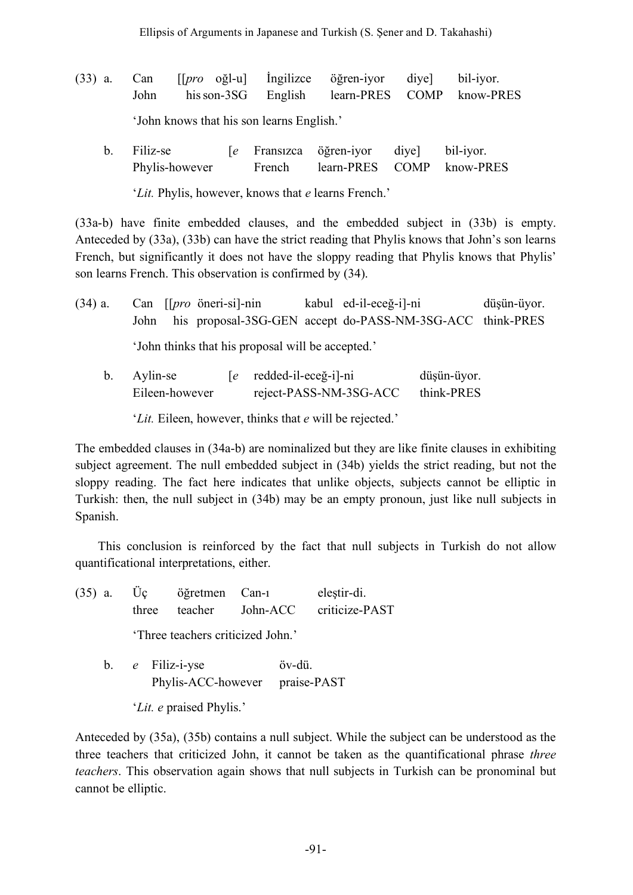(33) a. Can [[*pro* oğl-u] İngilizce öğren-iyor diye] bil-iyor.
       John his son-3SG English learn-PRES COMP know-PRES

       'John knows that his son learns English.'

  b. Filiz-se [*e* Fransızca öğren-iyor diye] bil-iyor.
       Phylis-however French learn-PRES COMP know-PRES

       '*Lit.* Phylis, however, knows that *e* learns French.'

(33a-b) have finite embedded clauses, and the embedded subject in (33b) is empty. Anteceded by (33a), (33b) can have the strict reading that Phylis knows that John's son learns French, but significantly it does not have the sloppy reading that Phylis knows that Phylis' son learns French. This observation is confirmed by (34).

(34) a. Can [[*pro* öneri-si]-nin kabul ed-il-eceğ-i]-ni düşün-üyor.
       John his proposal-3SG-GEN accept do-PASS-NM-3SG-ACC think-PRES

       'John thinks that his proposal will be accepted.'

  b. Aylin-se [*e* redded-il-eceğ-i]-ni düşün-üyor.
       Eileen-however reject-PASS-NM-3SG-ACC think-PRES

       '*Lit.* Eileen, however, thinks that *e* will be rejected.'

The embedded clauses in (34a-b) are nominalized but they are like finite clauses in exhibiting subject agreement. The null embedded subject in (34b) yields the strict reading, but not the sloppy reading. The fact here indicates that unlike objects, subjects cannot be elliptic in Turkish: then, the null subject in (34b) may be an empty pronoun, just like null subjects in Spanish.

This conclusion is reinforced by the fact that null subjects in Turkish do not allow quantificational interpretations, either.

(35) a. Üç öğretmen Can-ı eleştir-di.
       three teacher John-ACC criticize-PAST

       'Three teachers criticized John.'

  b. *e* Filiz-i-yse öv-dü.
       Phylis-ACC-however praise-PAST

       '*Lit.* *e* praised Phylis.'

Anteceded by (35a), (35b) contains a null subject. While the subject can be understood as the three teachers that criticized John, it cannot be taken as the quantificational phrase *three teachers*. This observation again shows that null subjects in Turkish can be pronominal but cannot be elliptic.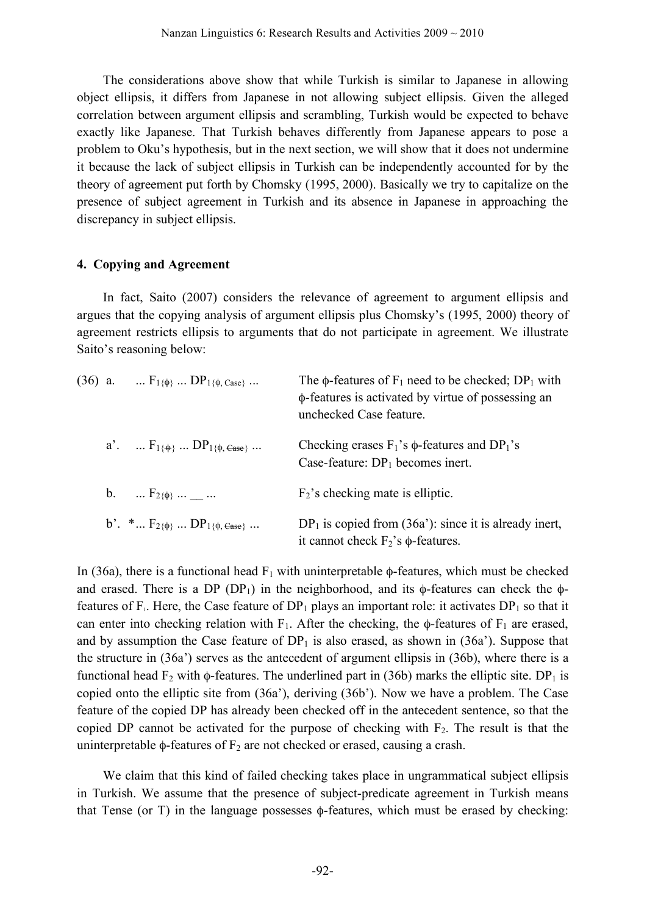The considerations above show that while Turkish is similar to Japanese in allowing object ellipsis, it differs from Japanese in not allowing subject ellipsis. Given the alleged correlation between argument ellipsis and scrambling, Turkish would be expected to behave exactly like Japanese. That Turkish behaves differently from Japanese appears to pose a problem to Oku's hypothesis, but in the next section, we will show that it does not undermine it because the lack of subject ellipsis in Turkish can be independently accounted for by the theory of agreement put forth by Chomsky (1995, 2000). Basically we try to capitalize on the presence of subject agreement in Turkish and its absence in Japanese in approaching the discrepancy in subject ellipsis.

## 4. Copying and Agreement

In fact, Saito (2007) considers the relevance of agreement to argument ellipsis and argues that the copying analysis of argument ellipsis plus Chomsky's (1995, 2000) theory of agreement restricts ellipsis to arguments that do not participate in agreement. We illustrate Saito's reasoning below:

| | | |
|---|---|---|
| (36) a. | ... $F_{1\{\phi\}}$ ... $DP_{1\{\phi,\ Case\}}$ ... | The ϕ-features of $F_1$ need to be checked; $DP_1$ with ϕ-features is activated by virtue of possessing an unchecked Case feature. |
| a'. | ... $F_{1\{\not\phi\}}$ ... $DP_{1\{\phi,\ \not{Case}\}}$ ... | Checking erases $F_1$'s ϕ-features and $DP_1$'s Case-feature: $DP_1$ becomes inert. |
| b. | ... $F_{2\{\phi\}}$ ... __ ... | $F_2$'s checking mate is elliptic. |
| b'. | *... $F_{2\{\phi\}}$ ... $DP_{1\{\phi,\ \not{Case}\}}$ ... | $DP_1$ is copied from (36a'): since it is already inert, it cannot check $F_2$'s ϕ-features. |

In (36a), there is a functional head $F_1$ with uninterpretable ϕ-features, which must be checked and erased. There is a DP ($DP_1$) in the neighborhood, and its ϕ-features can check the ϕ-features of $F_1$. Here, the Case feature of $DP_1$ plays an important role: it activates $DP_1$ so that it can enter into checking relation with $F_1$. After the checking, the ϕ-features of $F_1$ are erased, and by assumption the Case feature of $DP_1$ is also erased, as shown in (36a'). Suppose that the structure in (36a') serves as the antecedent of argument ellipsis in (36b), where there is a functional head $F_2$ with ϕ-features. The underlined part in (36b) marks the elliptic site. $DP_1$ is copied onto the elliptic site from (36a'), deriving (36b'). Now we have a problem. The Case feature of the copied DP has already been checked off in the antecedent sentence, so that the copied DP cannot be activated for the purpose of checking with $F_2$. The result is that the uninterpretable ϕ-features of $F_2$ are not checked or erased, causing a crash.

We claim that this kind of failed checking takes place in ungrammatical subject ellipsis in Turkish. We assume that the presence of subject-predicate agreement in Turkish means that Tense (or T) in the language possesses ϕ-features, which must be erased by checking: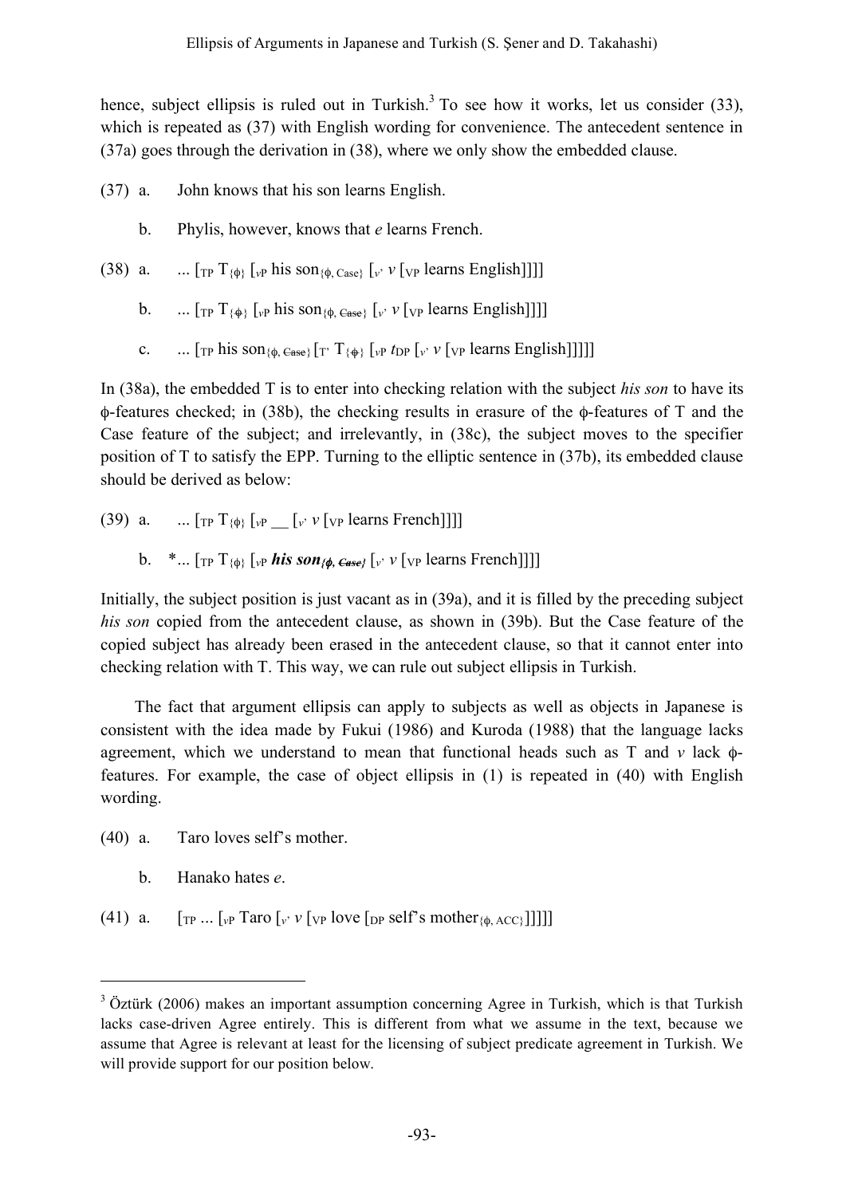hence, subject ellipsis is ruled out in Turkish.[3] To see how it works, let us consider (33), which is repeated as (37) with English wording for convenience. The antecedent sentence in (37a) goes through the derivation in (38), where we only show the embedded clause.

(37) a. John knows that his son learns English.

b. Phylis, however, knows that *e* learns French.

(38) a. ... [$_{TP}$ T$_{\{\phi\}}$ [$_{vP}$ his son$_{\{\phi, \text{Case}\}}$ [$_{v'}$ *v* [$_{VP}$ learns English]]]]

b. ... [$_{TP}$ T$_{\{\not\phi\}}$ [$_{vP}$ his son$_{\{\phi, \text{\sout{Case}}\}}$ [$_{v'}$ *v* [$_{VP}$ learns English]]]]

c. ... [$_{TP}$ his son$_{\{\phi, \text{\sout{Case}}\}}$ [$_{T'}$ T$_{\{\not\phi\}}$ [$_{vP}$ $t_{DP}$ [$_{v'}$ *v* [$_{VP}$ learns English]]]]]

In (38a), the embedded T is to enter into checking relation with the subject *his son* to have its ϕ-features checked; in (38b), the checking results in erasure of the ϕ-features of T and the Case feature of the subject; and irrelevantly, in (38c), the subject moves to the specifier position of T to satisfy the EPP. Turning to the elliptic sentence in (37b), its embedded clause should be derived as below:

(39) a. ... [$_{TP}$ T$_{\{\phi\}}$ [$_{vP}$ __ [$_{v'}$ *v* [$_{VP}$ learns French]]]]

b. *... [$_{TP}$ T$_{\{\phi\}}$ [$_{vP}$ ***his son***$_{\{\phi, \text{\sout{Case}}\}}$ [$_{v'}$ *v* [$_{VP}$ learns French]]]]

Initially, the subject position is just vacant as in (39a), and it is filled by the preceding subject *his son* copied from the antecedent clause, as shown in (39b). But the Case feature of the copied subject has already been erased in the antecedent clause, so that it cannot enter into checking relation with T. This way, we can rule out subject ellipsis in Turkish.

The fact that argument ellipsis can apply to subjects as well as objects in Japanese is consistent with the idea made by Fukui (1986) and Kuroda (1988) that the language lacks agreement, which we understand to mean that functional heads such as T and *v* lack ϕ-features. For example, the case of object ellipsis in (1) is repeated in (40) with English wording.

(40) a. Taro loves self's mother.

b. Hanako hates *e*.

(41) a. [$_{TP}$ ... [$_{vP}$ Taro [$_{v'}$ *v* [$_{VP}$ love [$_{DP}$ self's mother$_{\{\phi, \text{ACC}\}}$]]]]]

[3] Öztürk (2006) makes an important assumption concerning Agree in Turkish, which is that Turkish lacks case-driven Agree entirely. This is different from what we assume in the text, because we assume that Agree is relevant at least for the licensing of subject predicate agreement in Turkish. We will provide support for our position below.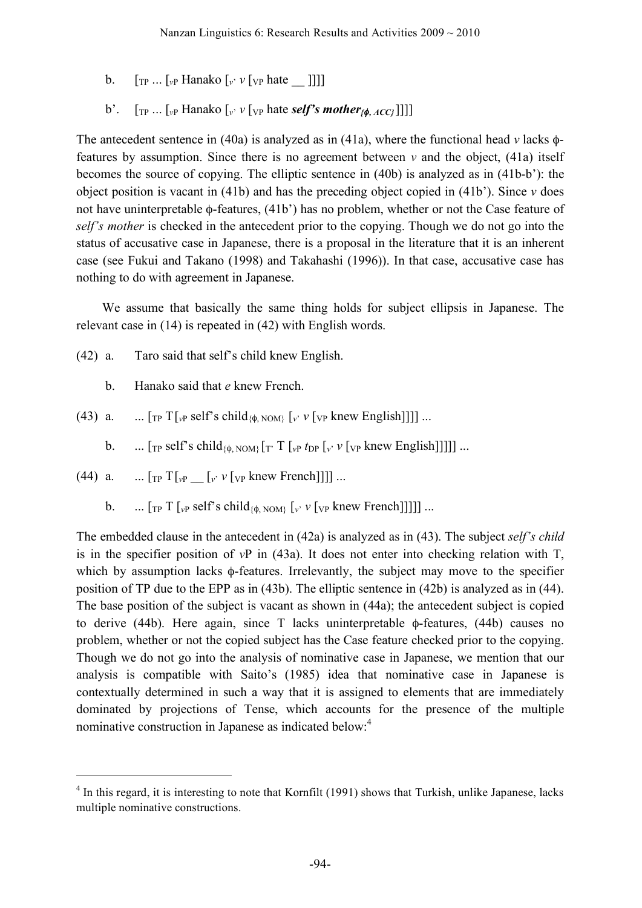b. [$_{TP}$ ... [$_{vP}$ Hanako [$_{v'}$ *v* [$_{VP}$ hate __ ]]]]

b'. [$_{TP}$ ... [$_{vP}$ Hanako [$_{v'}$ *v* [$_{VP}$ hate ***self's mother***$_{\{\phi, ACC\}}$]]]]

The antecedent sentence in (40a) is analyzed as in (41a), where the functional head *v* lacks ϕ-features by assumption. Since there is no agreement between *v* and the object, (41a) itself becomes the source of copying. The elliptic sentence in (40b) is analyzed as in (41b-b'): the object position is vacant in (41b) and has the preceding object copied in (41b'). Since *v* does not have uninterpretable ϕ-features, (41b') has no problem, whether or not the Case feature of *self's mother* is checked in the antecedent prior to the copying. Though we do not go into the status of accusative case in Japanese, there is a proposal in the literature that it is an inherent case (see Fukui and Takano (1998) and Takahashi (1996)). In that case, accusative case has nothing to do with agreement in Japanese.

We assume that basically the same thing holds for subject ellipsis in Japanese. The relevant case in (14) is repeated in (42) with English words.

(42) a. Taro said that self's child knew English.

b. Hanako said that *e* knew French.

(43) a. ... [$_{TP}$ T[$_{vP}$ self's child$_{\{\phi, NOM\}}$ [$_{v'}$ *v* [$_{VP}$ knew English]]]] ...

b. ... [$_{TP}$ self's child$_{\{\phi, NOM\}}$ [$_{T'}$ T [$_{vP}$ $t_{DP}$ [$_{v'}$ *v* [$_{VP}$ knew English]]]]] ...

(44) a. ... [$_{TP}$ T[$_{vP}$ __ [$_{v'}$ *v* [$_{VP}$ knew French]]]] ...

b. ... [$_{TP}$ T [$_{vP}$ self's child$_{\{\phi, NOM\}}$ [$_{v'}$ *v* [$_{VP}$ knew French]]]]] ...

The embedded clause in the antecedent in (42a) is analyzed as in (43). The subject *self's child* is in the specifier position of *v*P in (43a). It does not enter into checking relation with T, which by assumption lacks ϕ-features. Irrelevantly, the subject may move to the specifier position of TP due to the EPP as in (43b). The elliptic sentence in (42b) is analyzed as in (44). The base position of the subject is vacant as shown in (44a); the antecedent subject is copied to derive (44b). Here again, since T lacks uninterpretable ϕ-features, (44b) causes no problem, whether or not the copied subject has the Case feature checked prior to the copying. Though we do not go into the analysis of nominative case in Japanese, we mention that our analysis is compatible with Saito's (1985) idea that nominative case in Japanese is contextually determined in such a way that it is assigned to elements that are immediately dominated by projections of Tense, which accounts for the presence of the multiple nominative construction in Japanese as indicated below:[4]

[4] In this regard, it is interesting to note that Kornfilt (1991) shows that Turkish, unlike Japanese, lacks multiple nominative constructions.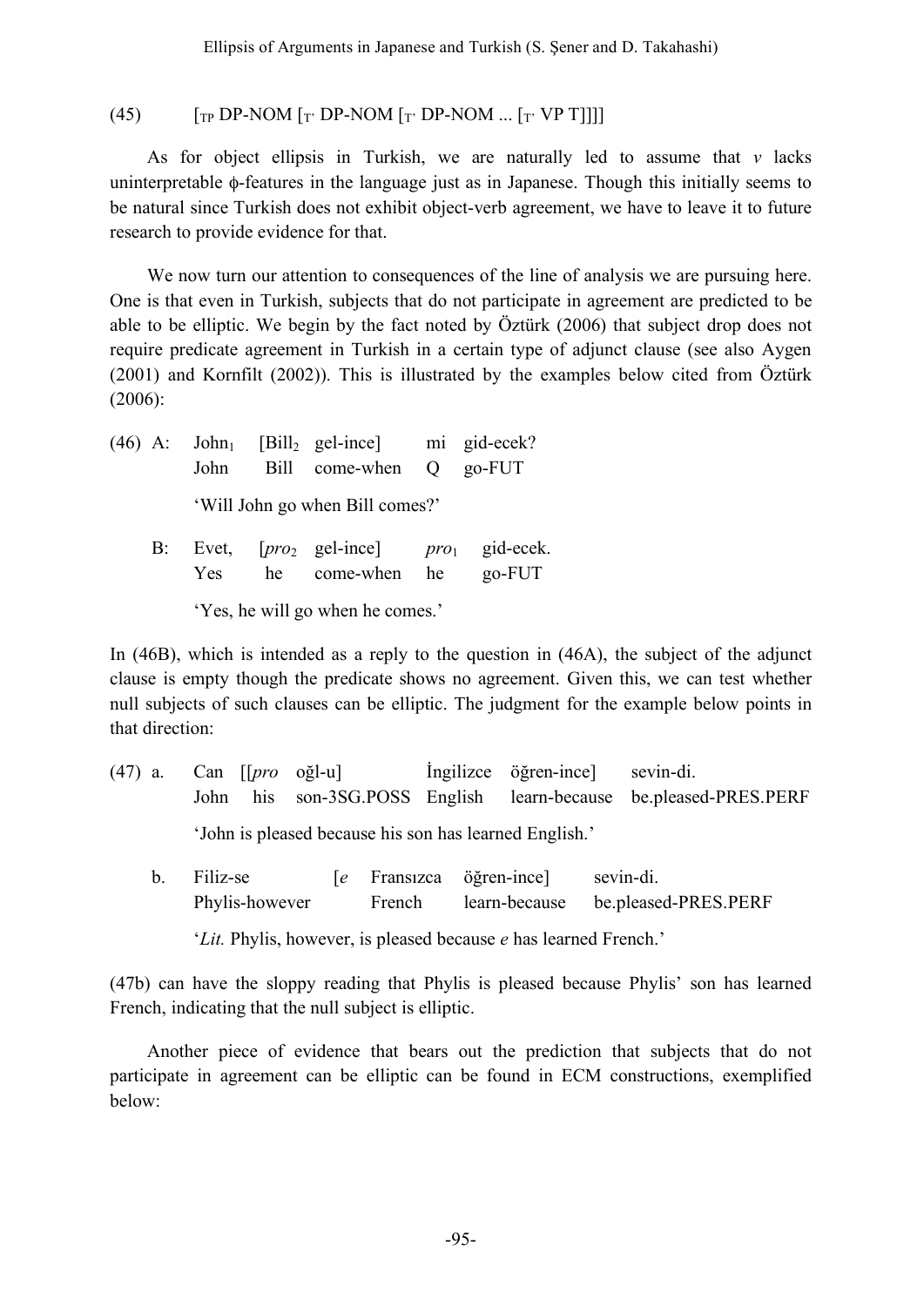(45) [$_{TP}$ DP-NOM [$_{T'}$ DP-NOM [$_{T'}$ DP-NOM ... [$_{T'}$ VP T]]]]

As for object ellipsis in Turkish, we are naturally led to assume that *v* lacks uninterpretable ϕ-features in the language just as in Japanese. Though this initially seems to be natural since Turkish does not exhibit object-verb agreement, we have to leave it to future research to provide evidence for that.

We now turn our attention to consequences of the line of analysis we are pursuing here. One is that even in Turkish, subjects that do not participate in agreement are predicted to be able to be elliptic. We begin by the fact noted by Öztürk (2006) that subject drop does not require predicate agreement in Turkish in a certain type of adjunct clause (see also Aygen (2001) and Kornfilt (2002)). This is illustrated by the examples below cited from Öztürk (2006):

(46) A: John$_1$ [Bill$_2$ gel-ince] mi gid-ecek?
 John Bill come-when Q go-FUT
 'Will John go when Bill comes?'

 B: Evet, [*pro*$_2$ gel-ince] *pro*$_1$ gid-ecek.
 Yes he come-when he go-FUT
 'Yes, he will go when he comes.'

In (46B), which is intended as a reply to the question in (46A), the subject of the adjunct clause is empty though the predicate shows no agreement. Given this, we can test whether null subjects of such clauses can be elliptic. The judgment for the example below points in that direction:

(47) a. Can [[*pro* oğl-u] İngilizce öğren-ince] sevin-di.
 John his son-3SG.POSS English learn-because be.pleased-PRES.PERF
 'John is pleased because his son has learned English.'

 b. Filiz-se [*e* Fransızca öğren-ince] sevin-di.
 Phylis-however French learn-because be.pleased-PRES.PERF
 '*Lit.* Phylis, however, is pleased because *e* has learned French.'

(47b) can have the sloppy reading that Phylis is pleased because Phylis' son has learned French, indicating that the null subject is elliptic.

Another piece of evidence that bears out the prediction that subjects that do not participate in agreement can be elliptic can be found in ECM constructions, exemplified below: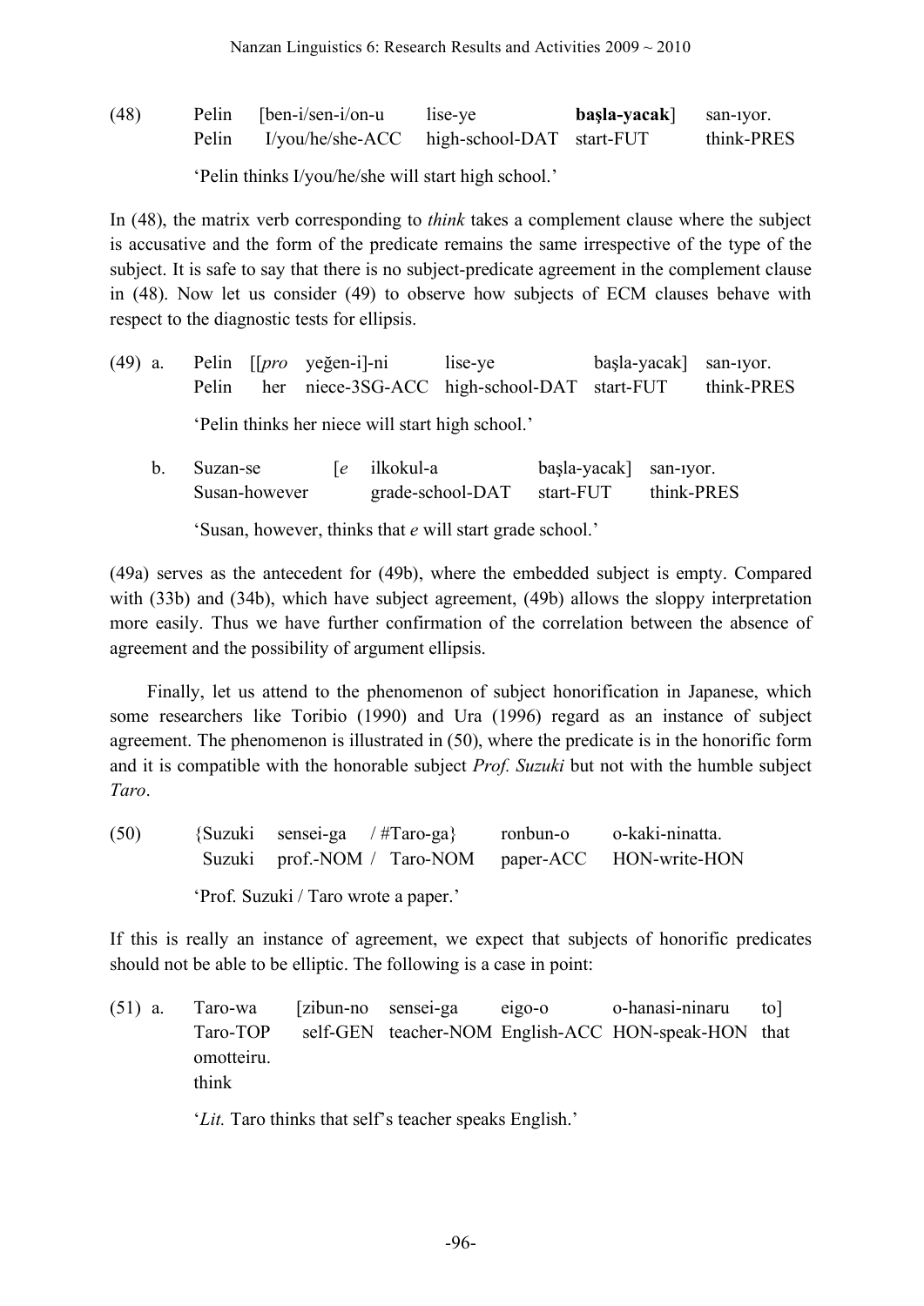(48) Pelin [ben-i/sen-i/on-u lise-ye **başla-yacak**] san-ıyor.
Pelin I/you/he/she-ACC high-school-DAT start-FUT think-PRES

'Pelin thinks I/you/he/she will start high school.'

In (48), the matrix verb corresponding to *think* takes a complement clause where the subject is accusative and the form of the predicate remains the same irrespective of the type of the subject. It is safe to say that there is no subject-predicate agreement in the complement clause in (48). Now let us consider (49) to observe how subjects of ECM clauses behave with respect to the diagnostic tests for ellipsis.

(49) a. Pelin [[*pro* yeğen-i]-ni lise-ye başla-yacak] san-ıyor.
Pelin her niece-3SG-ACC high-school-DAT start-FUT think-PRES

'Pelin thinks her niece will start high school.'

b. Suzan-se [*e* ilkokul-a başla-yacak] san-ıyor.
Susan-however grade-school-DAT start-FUT think-PRES

'Susan, however, thinks that *e* will start grade school.'

(49a) serves as the antecedent for (49b), where the embedded subject is empty. Compared with (33b) and (34b), which have subject agreement, (49b) allows the sloppy interpretation more easily. Thus we have further confirmation of the correlation between the absence of agreement and the possibility of argument ellipsis.

Finally, let us attend to the phenomenon of subject honorification in Japanese, which some researchers like Toribio (1990) and Ura (1996) regard as an instance of subject agreement. The phenomenon is illustrated in (50), where the predicate is in the honorific form and it is compatible with the honorable subject *Prof. Suzuki* but not with the humble subject *Taro*.

(50) {Suzuki sensei-ga / #Taro-ga} ronbun-o o-kaki-ninatta.
Suzuki prof.-NOM / Taro-NOM paper-ACC HON-write-HON

'Prof. Suzuki / Taro wrote a paper.'

If this is really an instance of agreement, we expect that subjects of honorific predicates should not be able to be elliptic. The following is a case in point:

(51) a. Taro-wa [zibun-no sensei-ga eigo-o o-hanasi-ninaru to] omotteiru.
Taro-TOP self-GEN teacher-NOM English-ACC HON-speak-HON that think

'*Lit.* Taro thinks that self's teacher speaks English.'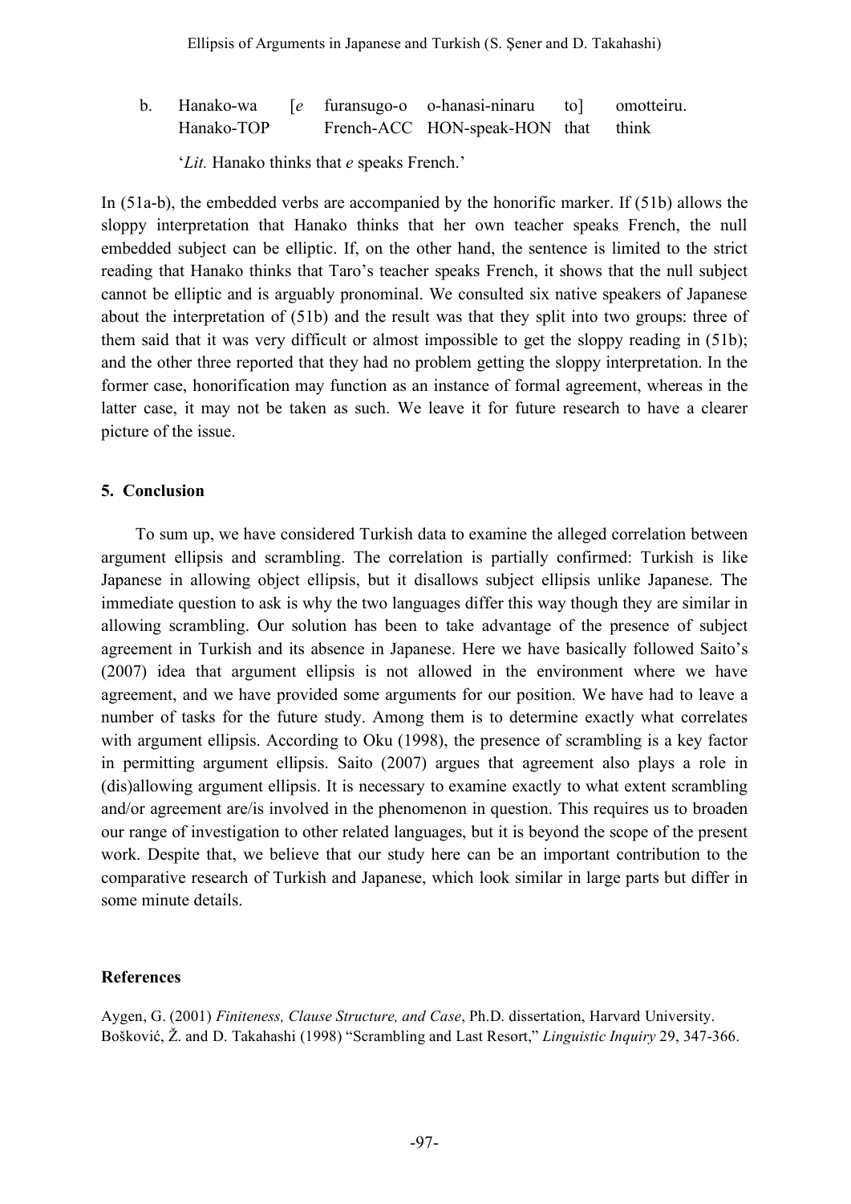b. Hanako-wa [*e* furansugo-o o-hanasi-ninaru to] omotteiru.
   Hanako-TOP French-ACC HON-speak-HON that think

   '*Lit.* Hanako thinks that *e* speaks French.'

In (51a-b), the embedded verbs are accompanied by the honorific marker. If (51b) allows the sloppy interpretation that Hanako thinks that her own teacher speaks French, the null embedded subject can be elliptic. If, on the other hand, the sentence is limited to the strict reading that Hanako thinks that Taro's teacher speaks French, it shows that the null subject cannot be elliptic and is arguably pronominal. We consulted six native speakers of Japanese about the interpretation of (51b) and the result was that they split into two groups: three of them said that it was very difficult or almost impossible to get the sloppy reading in (51b); and the other three reported that they had no problem getting the sloppy interpretation. In the former case, honorification may function as an instance of formal agreement, whereas in the latter case, it may not be taken as such. We leave it for future research to have a clearer picture of the issue.

## 5. Conclusion

To sum up, we have considered Turkish data to examine the alleged correlation between argument ellipsis and scrambling. The correlation is partially confirmed: Turkish is like Japanese in allowing object ellipsis, but it disallows subject ellipsis unlike Japanese. The immediate question to ask is why the two languages differ this way though they are similar in allowing scrambling. Our solution has been to take advantage of the presence of subject agreement in Turkish and its absence in Japanese. Here we have basically followed Saito's (2007) idea that argument ellipsis is not allowed in the environment where we have agreement, and we have provided some arguments for our position. We have had to leave a number of tasks for the future study. Among them is to determine exactly what correlates with argument ellipsis. According to Oku (1998), the presence of scrambling is a key factor in permitting argument ellipsis. Saito (2007) argues that agreement also plays a role in (dis)allowing argument ellipsis. It is necessary to examine exactly to what extent scrambling and/or agreement are/is involved in the phenomenon in question. This requires us to broaden our range of investigation to other related languages, but it is beyond the scope of the present work. Despite that, we believe that our study here can be an important contribution to the comparative research of Turkish and Japanese, which look similar in large parts but differ in some minute details.

## References

Aygen, G. (2001) *Finiteness, Clause Structure, and Case*, Ph.D. dissertation, Harvard University.

Bošković, Ž. and D. Takahashi (1998) "Scrambling and Last Resort," *Linguistic Inquiry* 29, 347-366.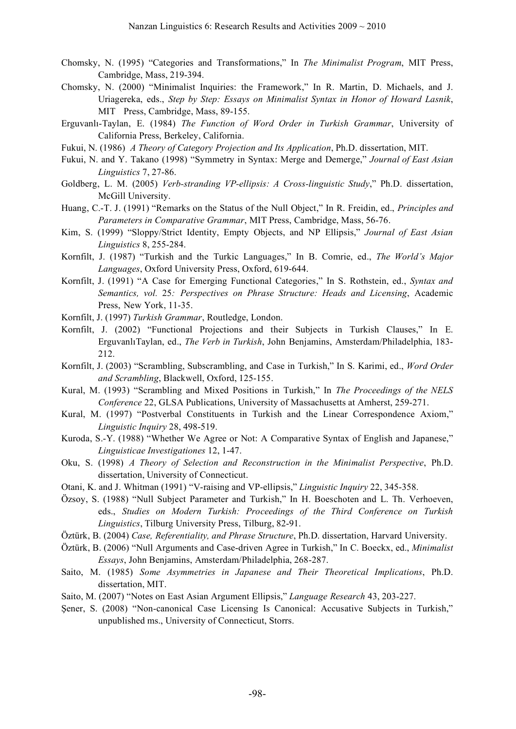Chomsky, N. (1995) "Categories and Transformations," In *The Minimalist Program*, MIT Press, Cambridge, Mass, 219-394.

Chomsky, N. (2000) "Minimalist Inquiries: the Framework," In R. Martin, D. Michaels, and J. Uriagereka, eds., *Step by Step: Essays on Minimalist Syntax in Honor of Howard Lasnik*, MIT Press, Cambridge, Mass, 89-155.

Erguvanlı-Taylan, E. (1984) *The Function of Word Order in Turkish Grammar*, University of California Press, Berkeley, California.

Fukui, N. (1986) *A Theory of Category Projection and Its Application*, Ph.D. dissertation, MIT.

Fukui, N. and Y. Takano (1998) "Symmetry in Syntax: Merge and Demerge," *Journal of East Asian Linguistics* 7, 27-86.

Goldberg, L. M. (2005) *Verb-stranding VP-ellipsis: A Cross-linguistic Study*," Ph.D. dissertation, McGill University.

Huang, C.-T. J. (1991) "Remarks on the Status of the Null Object," In R. Freidin, ed., *Principles and Parameters in Comparative Grammar*, MIT Press, Cambridge, Mass, 56-76.

Kim, S. (1999) "Sloppy/Strict Identity, Empty Objects, and NP Ellipsis," *Journal of East Asian Linguistics* 8, 255-284.

Kornfilt, J. (1987) "Turkish and the Turkic Languages," In B. Comrie, ed., *The World's Major Languages*, Oxford University Press, Oxford, 619-644.

Kornfilt, J. (1991) "A Case for Emerging Functional Categories," In S. Rothstein, ed., *Syntax and Semantics, vol.* 25*: Perspectives on Phrase Structure: Heads and Licensing*, Academic Press, New York, 11-35.

Kornfilt, J. (1997) *Turkish Grammar*, Routledge, London.

Kornfilt, J. (2002) "Functional Projections and their Subjects in Turkish Clauses," In E. ErguvanlıTaylan, ed., *The Verb in Turkish*, John Benjamins, Amsterdam/Philadelphia, 183-212.

Kornfilt, J. (2003) "Scrambling, Subscrambling, and Case in Turkish," In S. Karimi, ed., *Word Order and Scrambling*, Blackwell, Oxford, 125-155.

Kural, M. (1993) "Scrambling and Mixed Positions in Turkish," In *The Proceedings of the NELS Conference* 22, GLSA Publications, University of Massachusetts at Amherst, 259-271.

Kural, M. (1997) "Postverbal Constituents in Turkish and the Linear Correspondence Axiom," *Linguistic Inquiry* 28, 498-519.

Kuroda, S.-Y. (1988) "Whether We Agree or Not: A Comparative Syntax of English and Japanese," *Linguisticae Investigationes* 12, 1-47.

Oku, S. (1998) *A Theory of Selection and Reconstruction in the Minimalist Perspective*, Ph.D. dissertation, University of Connecticut.

Otani, K. and J. Whitman (1991) "V-raising and VP-ellipsis," *Linguistic Inquiry* 22, 345-358.

Özsoy, S. (1988) "Null Subject Parameter and Turkish," In H. Boeschoten and L. Th. Verhoeven, eds., *Studies on Modern Turkish: Proceedings of the Third Conference on Turkish Linguistics*, Tilburg University Press, Tilburg, 82-91.

Öztürk, B. (2004) *Case, Referentiality, and Phrase Structure*, Ph.D. dissertation, Harvard University.

Öztürk, B. (2006) "Null Arguments and Case-driven Agree in Turkish," In C. Boeckx, ed., *Minimalist Essays*, John Benjamins, Amsterdam/Philadelphia, 268-287.

Saito, M. (1985) *Some Asymmetries in Japanese and Their Theoretical Implications*, Ph.D. dissertation, MIT.

Saito, M. (2007) "Notes on East Asian Argument Ellipsis," *Language Research* 43, 203-227.

Şener, S. (2008) "Non-canonical Case Licensing Is Canonical: Accusative Subjects in Turkish," unpublished ms., University of Connecticut, Storrs.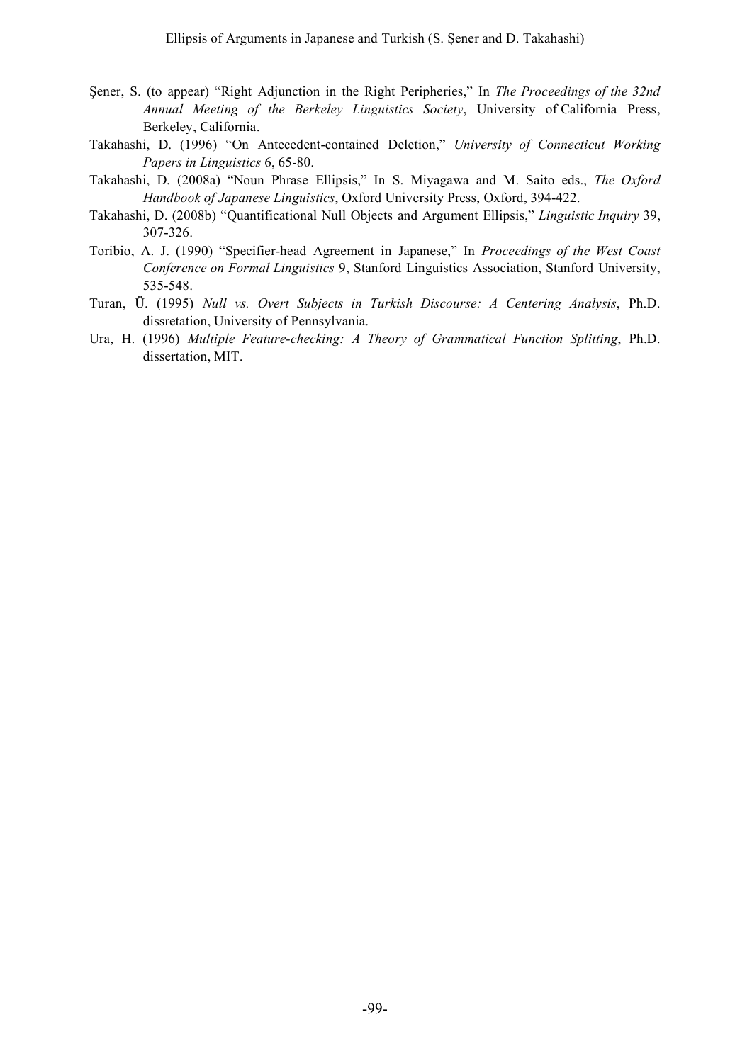Şener, S. (to appear) "Right Adjunction in the Right Peripheries," In *The Proceedings of the 32nd Annual Meeting of the Berkeley Linguistics Society*, University of California Press, Berkeley, California.

Takahashi, D. (1996) "On Antecedent-contained Deletion," *University of Connecticut Working Papers in Linguistics* 6, 65-80.

Takahashi, D. (2008a) "Noun Phrase Ellipsis," In S. Miyagawa and M. Saito eds., *The Oxford Handbook of Japanese Linguistics*, Oxford University Press, Oxford, 394-422.

Takahashi, D. (2008b) "Quantificational Null Objects and Argument Ellipsis," *Linguistic Inquiry* 39, 307-326.

Toribio, A. J. (1990) "Specifier-head Agreement in Japanese," In *Proceedings of the West Coast Conference on Formal Linguistics* 9, Stanford Linguistics Association, Stanford University, 535-548.

Turan, Ü. (1995) *Null vs. Overt Subjects in Turkish Discourse: A Centering Analysis*, Ph.D. dissretation, University of Pennsylvania.

Ura, H. (1996) *Multiple Feature-checking: A Theory of Grammatical Function Splitting*, Ph.D. dissertation, MIT.